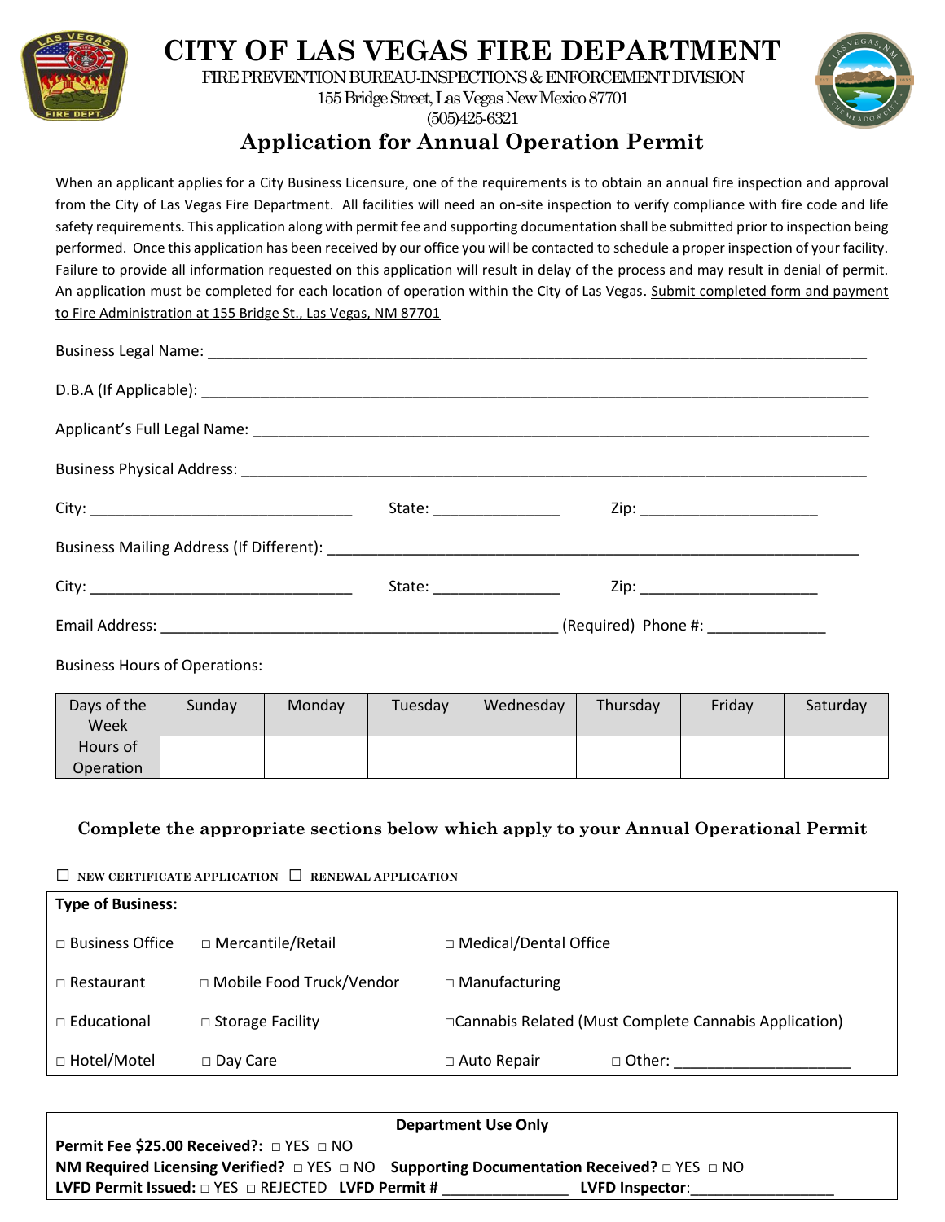# CITY OF LAS VEGAS FIRE DEPARTMENT

FIRE PREVENTION BUREAU-INSPECTIONS & ENFORCEMENT DIVISION
155 Bridge Street, Las Vegas New Mexico 87701
(505)425-6321

## Application for Annual Operation Permit

When an applicant applies for a City Business Licensure, one of the requirements is to obtain an annual fire inspection and approval from the City of Las Vegas Fire Department. All facilities will need an on-site inspection to verify compliance with fire code and life safety requirements. This application along with permit fee and supporting documentation shall be submitted prior to inspection being performed. Once this application has been received by our office you will be contacted to schedule a proper inspection of your facility. Failure to provide all information requested on this application will result in delay of the process and may result in denial of permit. An application must be completed for each location of operation within the City of Las Vegas. Submit completed form and payment to Fire Administration at 155 Bridge St., Las Vegas, NM 87701

Business Legal Name: ______________________________________________________________________

D.B.A (If Applicable): ______________________________________________________________________

Applicant's Full Legal Name: _________________________________________________________________

Business Physical Address: __________________________________________________________________

City: _______________________________ State: _______________ Zip: _____________________

Business Mailing Address (If Different): _______________________________________________________

City: _______________________________ State: _______________ Zip: _____________________

Email Address: ______________________________________________ (Required) Phone #: ______________

Business Hours of Operations:

| Days of the Week | Sunday | Monday | Tuesday | Wednesday | Thursday | Friday | Saturday |
|---|---|---|---|---|---|---|---|
| Hours of Operation | | | | | | | |

### Complete the appropriate sections below which apply to your Annual Operational Permit

☐ NEW CERTIFICATE APPLICATION ☐ RENEWAL APPLICATION

**Type of Business:**

| | | | |
|---|---|---|---|
| □ Business Office | □ Mercantile/Retail | □ Medical/Dental Office | |
| □ Restaurant | □ Mobile Food Truck/Vendor | □ Manufacturing | |
| □ Educational | □ Storage Facility | □ Cannabis Related (Must Complete Cannabis Application) | |
| □ Hotel/Motel | □ Day Care | □ Auto Repair | □ Other: ____________________ |

**Department Use Only**

**Permit Fee $25.00 Received?:** □ YES □ NO

**NM Required Licensing Verified?** □ YES □ NO **Supporting Documentation Received?** □ YES □ NO

**LVFD Permit Issued:** □ YES □ REJECTED **LVFD Permit #** _______________ **LVFD Inspector**:_________________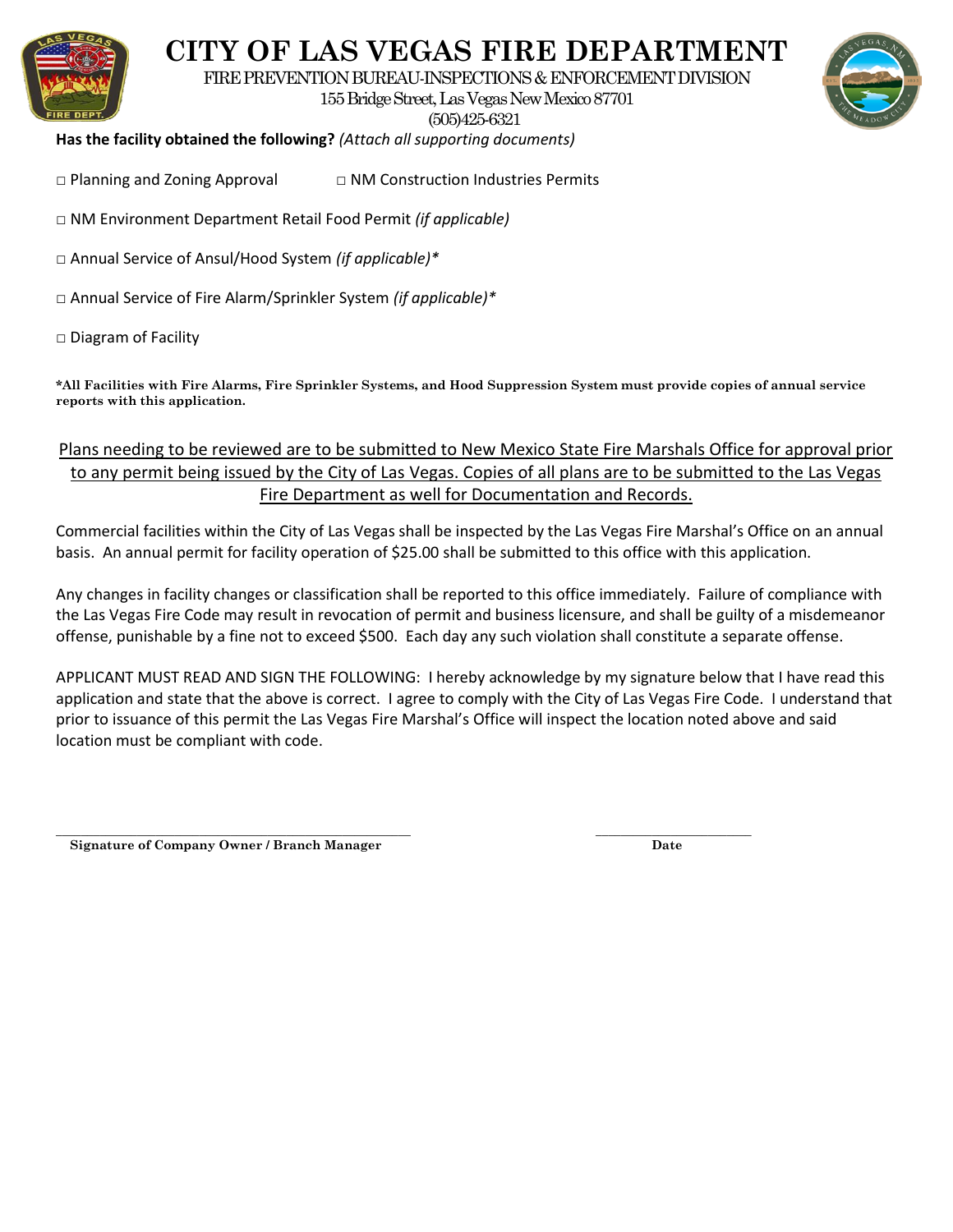# CITY OF LAS VEGAS FIRE DEPARTMENT

FIRE PREVENTION BUREAU-INSPECTIONS & ENFORCEMENT DIVISION

155 Bridge Street, Las Vegas New Mexico 87701

(505)425-6321

**Has the facility obtained the following?** *(Attach all supporting documents)*

□ Planning and Zoning Approval □ NM Construction Industries Permits

□ NM Environment Department Retail Food Permit *(if applicable)*

□ Annual Service of Ansul/Hood System *(if applicable)**

□ Annual Service of Fire Alarm/Sprinkler System *(if applicable)**

□ Diagram of Facility

***All Facilities with Fire Alarms, Fire Sprinkler Systems, and Hood Suppression System must provide copies of annual service reports with this application.**

<u>Plans needing to be reviewed are to be submitted to New Mexico State Fire Marshals Office for approval prior to any permit being issued by the City of Las Vegas. Copies of all plans are to be submitted to the Las Vegas Fire Department as well for Documentation and Records.</u>

Commercial facilities within the City of Las Vegas shall be inspected by the Las Vegas Fire Marshal's Office on an annual basis. An annual permit for facility operation of $25.00 shall be submitted to this office with this application.

Any changes in facility changes or classification shall be reported to this office immediately. Failure of compliance with the Las Vegas Fire Code may result in revocation of permit and business licensure, and shall be guilty of a misdemeanor offense, punishable by a fine not to exceed $500. Each day any such violation shall constitute a separate offense.

APPLICANT MUST READ AND SIGN THE FOLLOWING: I hereby acknowledge by my signature below that I have read this application and state that the above is correct. I agree to comply with the City of Las Vegas Fire Code. I understand that prior to issuance of this permit the Las Vegas Fire Marshal's Office will inspect the location noted above and said location must be compliant with code.

\_\_\_\_\_\_\_\_\_\_\_\_\_\_\_\_\_\_\_\_\_\_\_\_\_\_\_\_\_\_\_\_\_\_\_\_\_\_\_\_ \_\_\_\_\_\_\_\_\_\_\_\_\_\_\_\_\_\_\_\_

**Signature of Company Owner / Branch Manager** **Date**